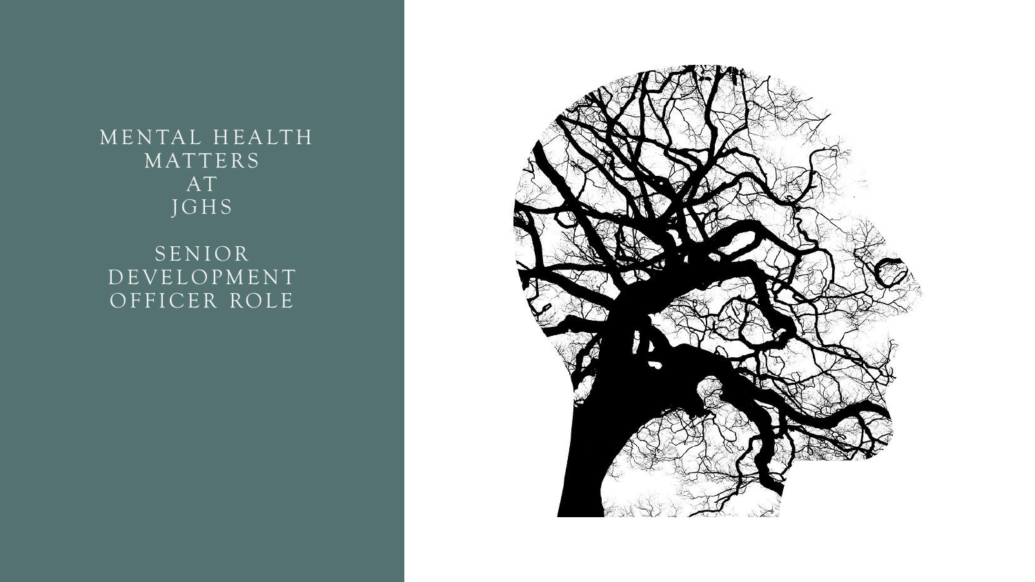# MENTAL HEALTH MATTERS AT JGHS

## SENIOR DEVELOPMENT OFFICER ROLE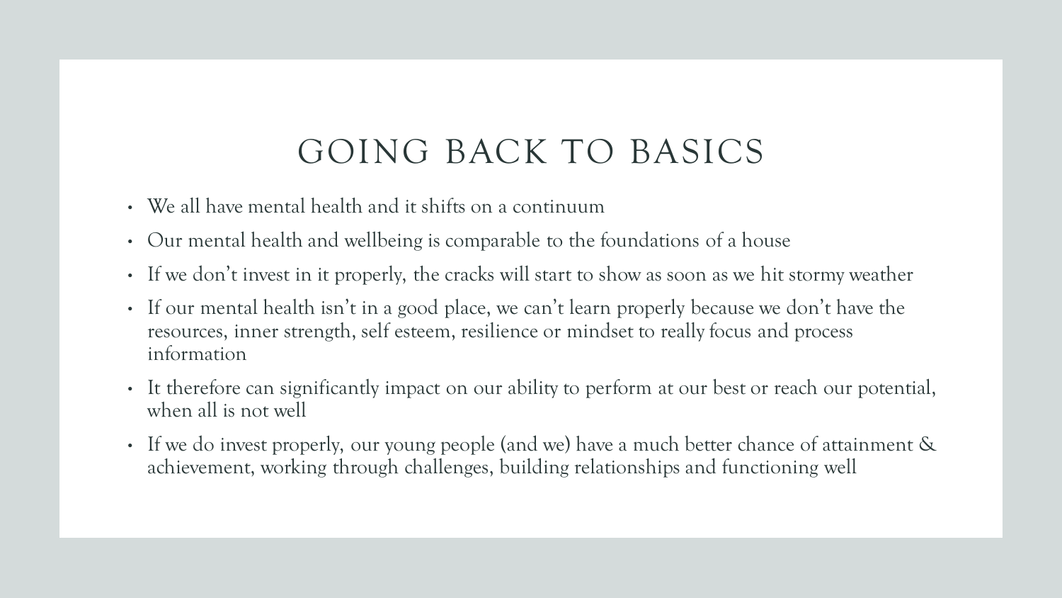# GOING BACK TO BASICS

- We all have mental health and it shifts on a continuum
- Our mental health and wellbeing is comparable to the foundations of a house
- If we don't invest in it properly, the cracks will start to show as soon as we hit stormy weather
- If our mental health isn't in a good place, we can't learn properly because we don't have the resources, inner strength, self esteem, resilience or mindset to really focus and process information
- It therefore can significantly impact on our ability to perform at our best or reach our potential, when all is not well
- If we do invest properly, our young people (and we) have a much better chance of attainment & achievement, working through challenges, building relationships and functioning well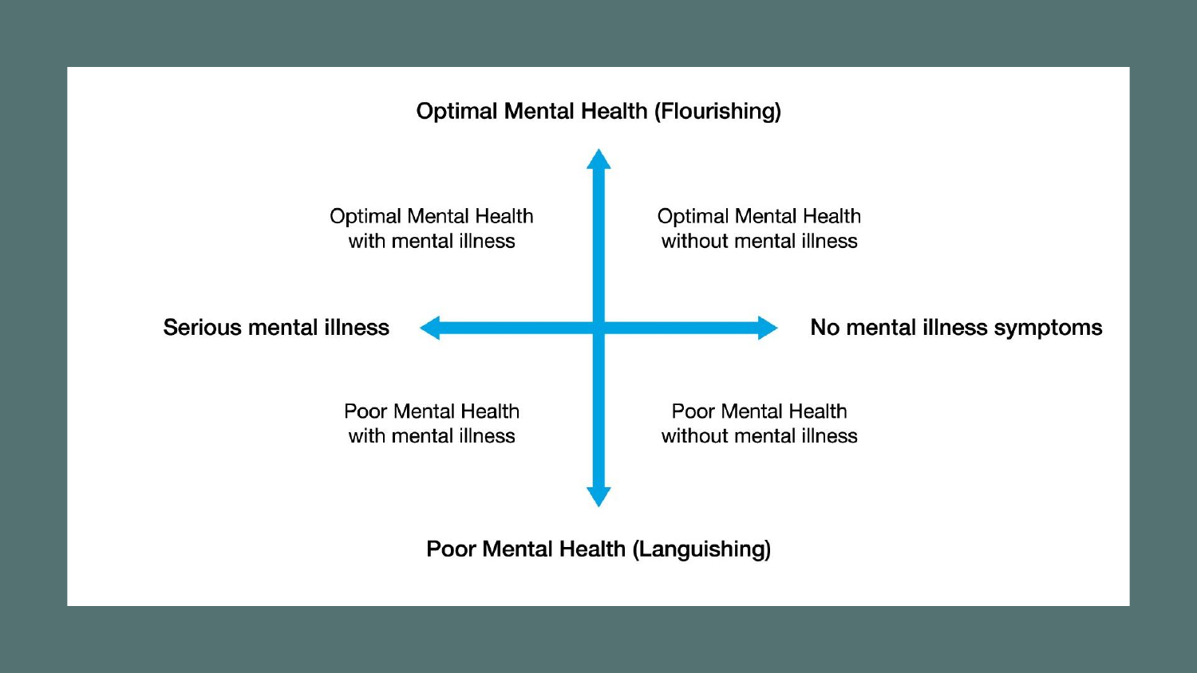Optimal Mental Health (Flourishing)

Optimal Mental Health with mental illness

Optimal Mental Health without mental illness

Serious mental illness

No mental illness symptoms

Poor Mental Health with mental illness

Poor Mental Health without mental illness

Poor Mental Health (Languishing)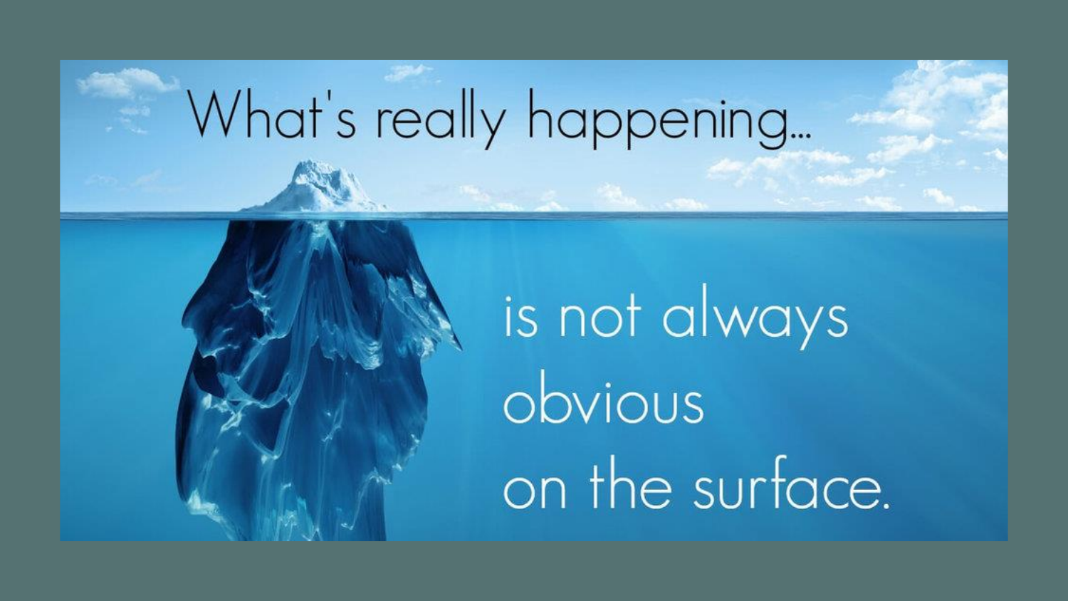What's really happening...

is not always obvious on the surface.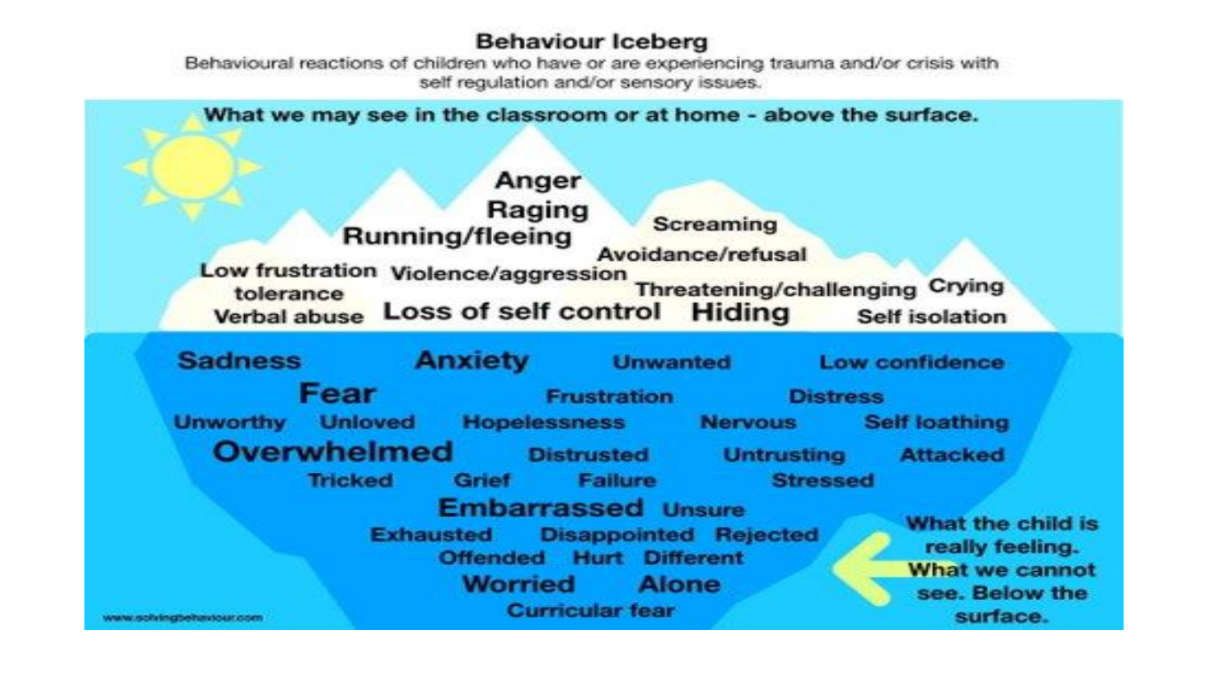# Behaviour Iceberg

Behavioural reactions of children who have or are experiencing trauma and/or crisis with self regulation and/or sensory issues.

**What we may see in the classroom or at home - above the surface.**

- Anger
- Raging
- Running/fleeing
- Screaming
- Avoidance/refusal
- Low frustration tolerance
- Violence/aggression
- Threatening/challenging
- Crying
- Verbal abuse
- Loss of self control
- Hiding
- Self isolation

**What the child is really feeling. What we cannot see. Below the surface.**

- Sadness
- Anxiety
- Unwanted
- Low confidence
- Fear
- Frustration
- Distress
- Unworthy
- Unloved
- Hopelessness
- Nervous
- Self loathing
- Overwhelmed
- Distrusted
- Untrusting
- Attacked
- Tricked
- Grief
- Failure
- Stressed
- Embarrassed
- Unsure
- Exhausted
- Disappointed
- Rejected
- Offended
- Hurt
- Different
- Worried
- Alone
- Curricular fear

www.solvingbehaviour.com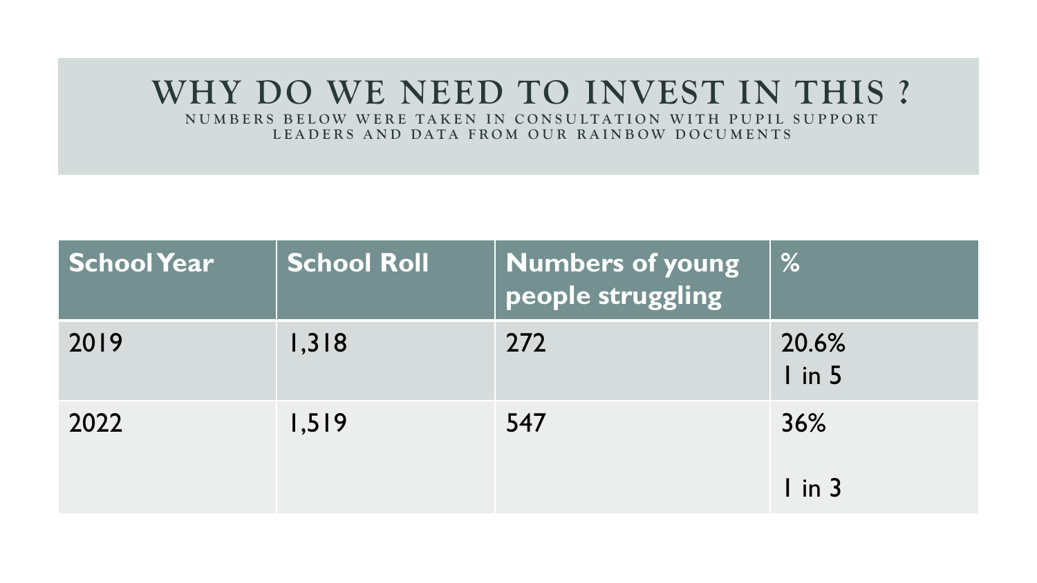# WHY DO WE NEED TO INVEST IN THIS ?

NUMBERS BELOW WERE TAKEN IN CONSULTATION WITH PUPIL SUPPORT LEADERS AND DATA FROM OUR RAINBOW DOCUMENTS

| School Year | School Roll | Numbers of young people struggling | % |
|---|---|---|---|
| 2019 | 1,318 | 272 | 20.6%<br>1 in 5 |
| 2022 | 1,519 | 547 | 36%<br>1 in 3 |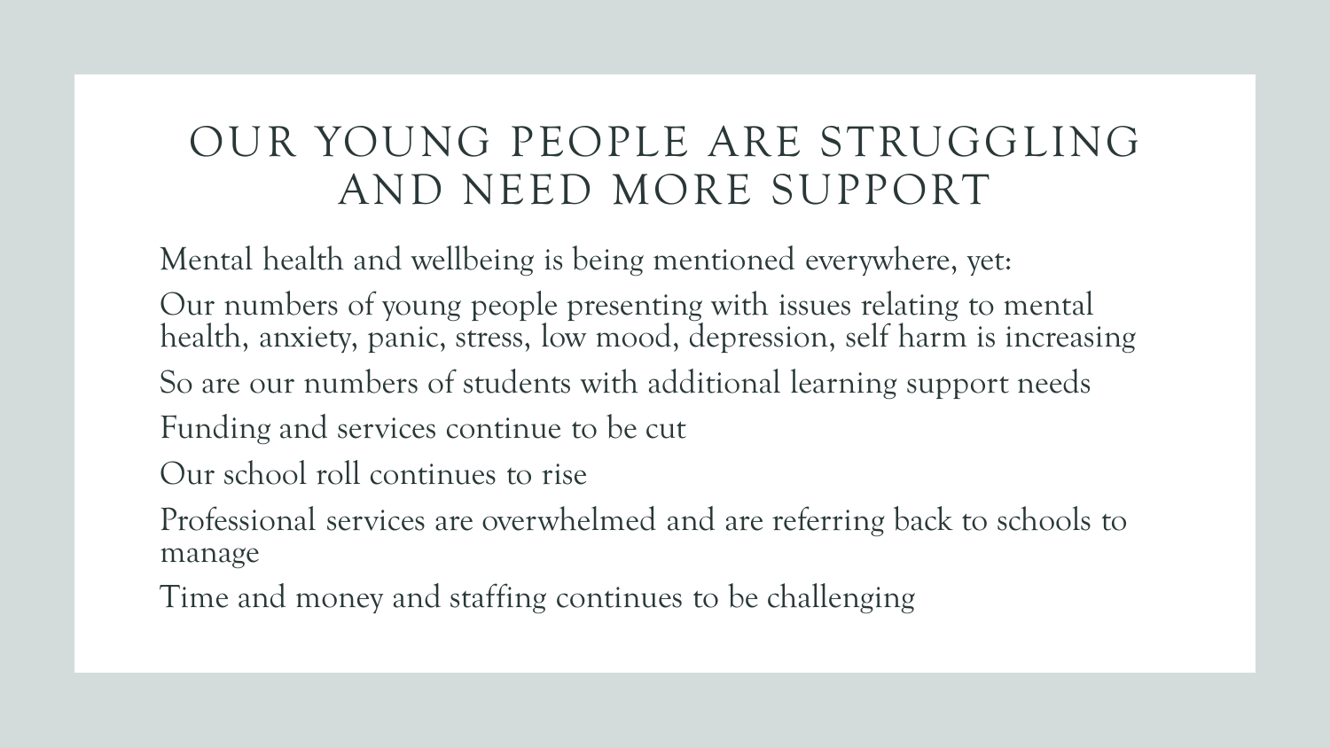# OUR YOUNG PEOPLE ARE STRUGGLING AND NEED MORE SUPPORT

Mental health and wellbeing is being mentioned everywhere, yet:

Our numbers of young people presenting with issues relating to mental health, anxiety, panic, stress, low mood, depression, self harm is increasing

So are our numbers of students with additional learning support needs

Funding and services continue to be cut

Our school roll continues to rise

Professional services are overwhelmed and are referring back to schools to manage

Time and money and staffing continues to be challenging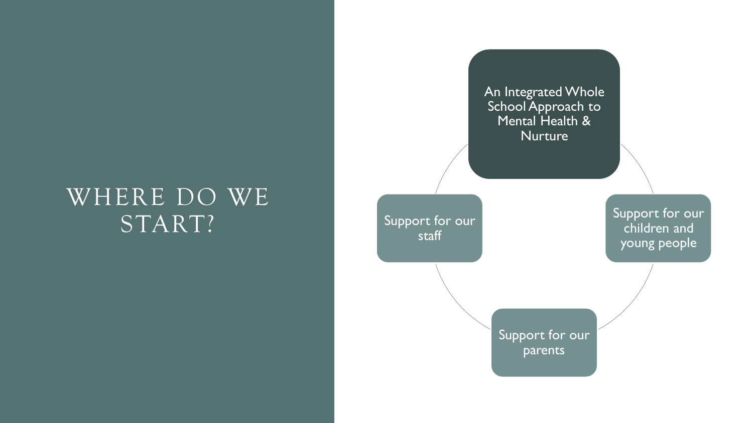# WHERE DO WE START?

- An Integrated Whole School Approach to Mental Health & Nurture
- Support for our children and young people
- Support for our parents
- Support for our staff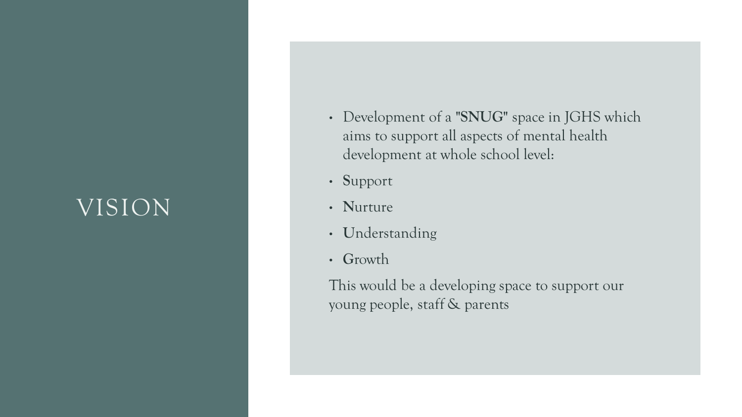# VISION

- Development of a "**SNUG**" space in JGHS which aims to support all aspects of mental health development at whole school level:
- **S**upport
- **N**urture
- **U**nderstanding
- **G**rowth

This would be a developing space to support our young people, staff & parents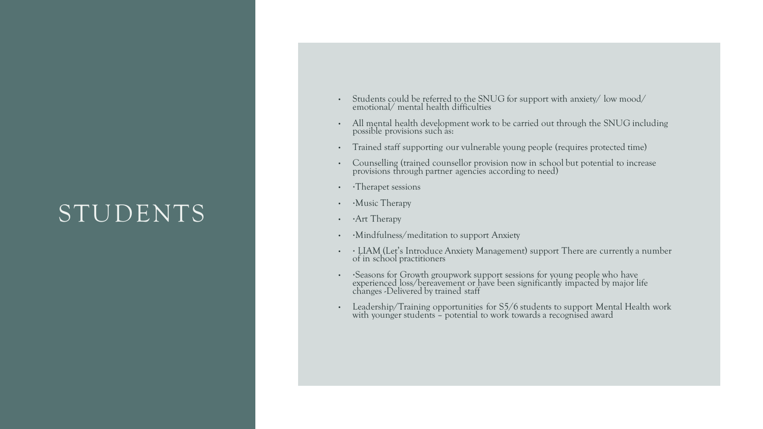# STUDENTS

- Students could be referred to the SNUG for support with anxiety/ low mood/ emotional/ mental health difficulties
- All mental health development work to be carried out through the SNUG including possible provisions such as:
- Trained staff supporting our vulnerable young people (requires protected time)
- Counselling (trained counsellor provision now in school but potential to increase provisions through partner agencies according to need)
- ·Therapet sessions
- ·Music Therapy
- ·Art Therapy
- ·Mindfulness/meditation to support Anxiety
- · LIAM (Let's Introduce Anxiety Management) support There are currently a number of in school practitioners
- ·Seasons for Growth groupwork support sessions for young people who have experienced loss/bereavement or have been significantly impacted by major life changes -Delivered by trained staff
- Leadership/Training opportunities for S5/6 students to support Mental Health work with younger students – potential to work towards a recognised award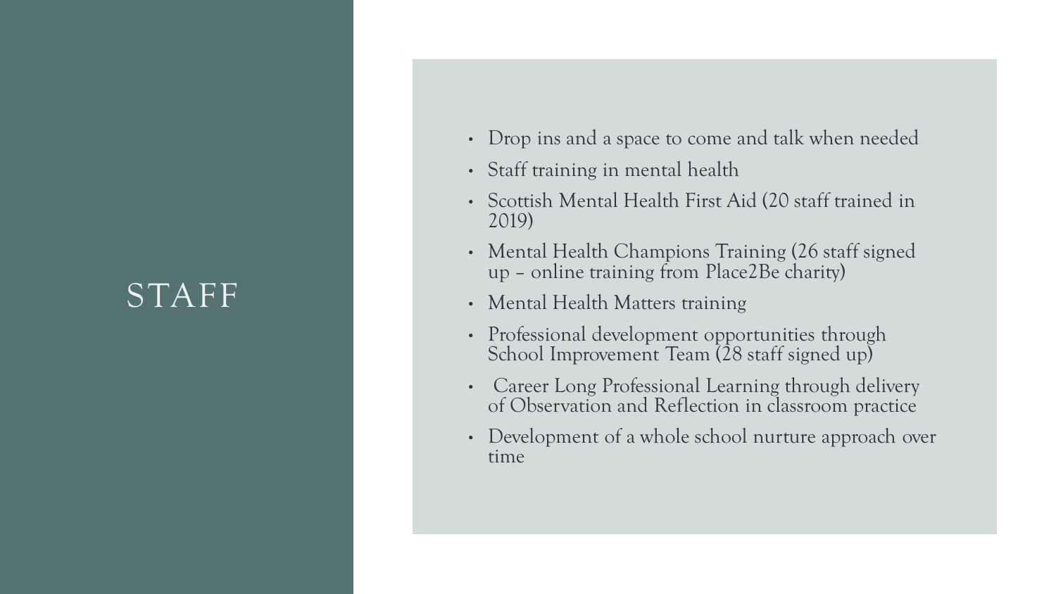# STAFF

- Drop ins and a space to come and talk when needed
- Staff training in mental health
- Scottish Mental Health First Aid (20 staff trained in 2019)
- Mental Health Champions Training (26 staff signed up – online training from Place2Be charity)
- Mental Health Matters training
- Professional development opportunities through School Improvement Team (28 staff signed up)
- Career Long Professional Learning through delivery of Observation and Reflection in classroom practice
- Development of a whole school nurture approach over time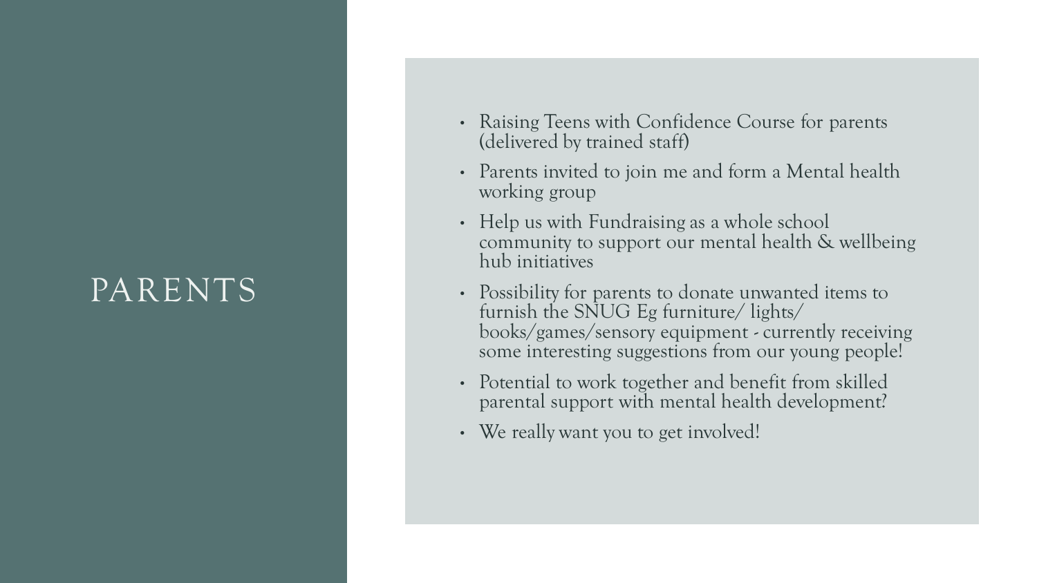# PARENTS

- Raising Teens with Confidence Course for parents (delivered by trained staff)
- Parents invited to join me and form a Mental health working group
- Help us with Fundraising as a whole school community to support our mental health & wellbeing hub initiatives
- Possibility for parents to donate unwanted items to furnish the SNUG Eg furniture/ lights/ books/games/sensory equipment - currently receiving some interesting suggestions from our young people!
- Potential to work together and benefit from skilled parental support with mental health development?
- We really want you to get involved!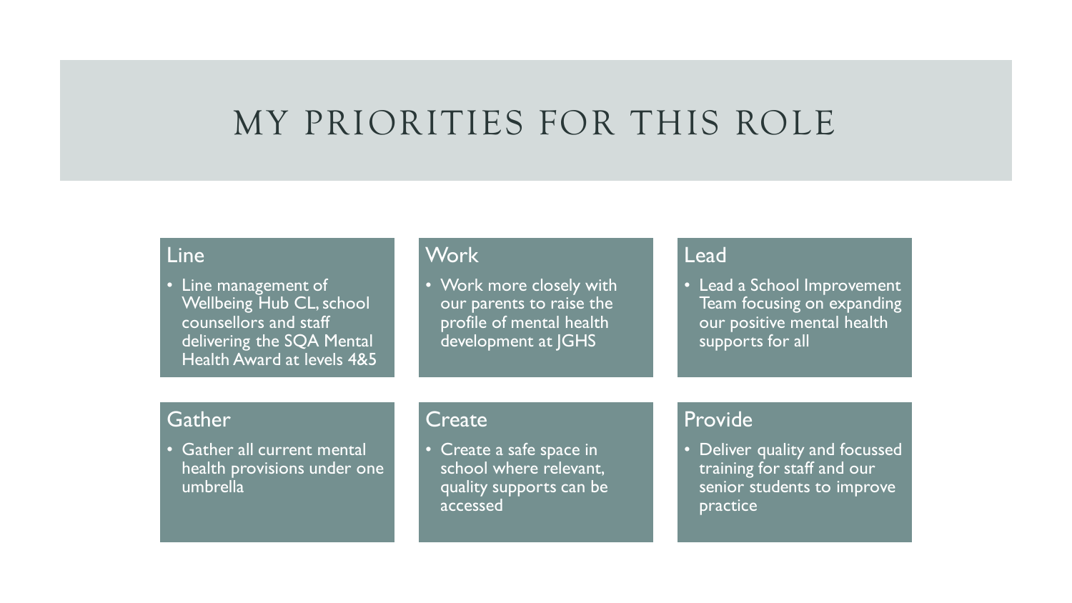# MY PRIORITIES FOR THIS ROLE

### Line

- Line management of Wellbeing Hub CL, school counsellors and staff delivering the SQA Mental Health Award at levels 4&5

### Work

- Work more closely with our parents to raise the profile of mental health development at JGHS

### Lead

- Lead a School Improvement Team focusing on expanding our positive mental health supports for all

### Gather

- Gather all current mental health provisions under one umbrella

### Create

- Create a safe space in school where relevant, quality supports can be accessed

### Provide

- Deliver quality and focussed training for staff and our senior students to improve practice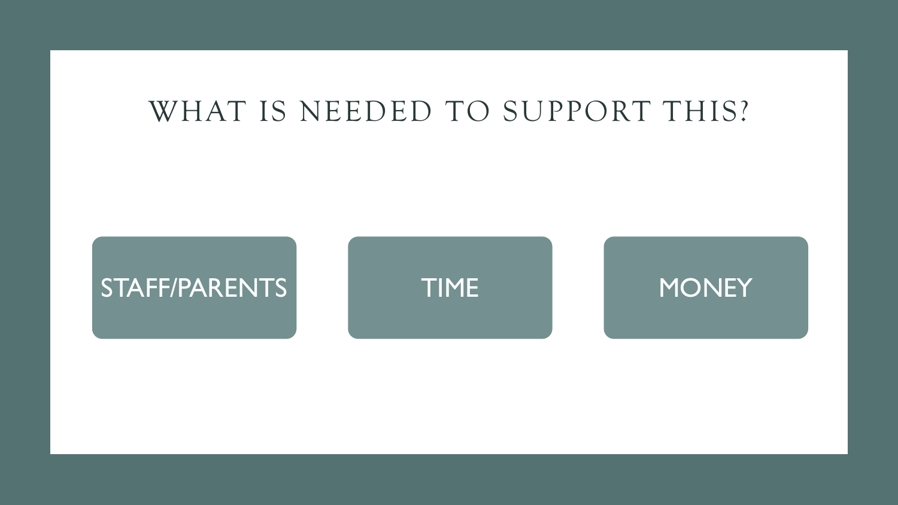# WHAT IS NEEDED TO SUPPORT THIS?

- STAFF/PARENTS
- TIME
- MONEY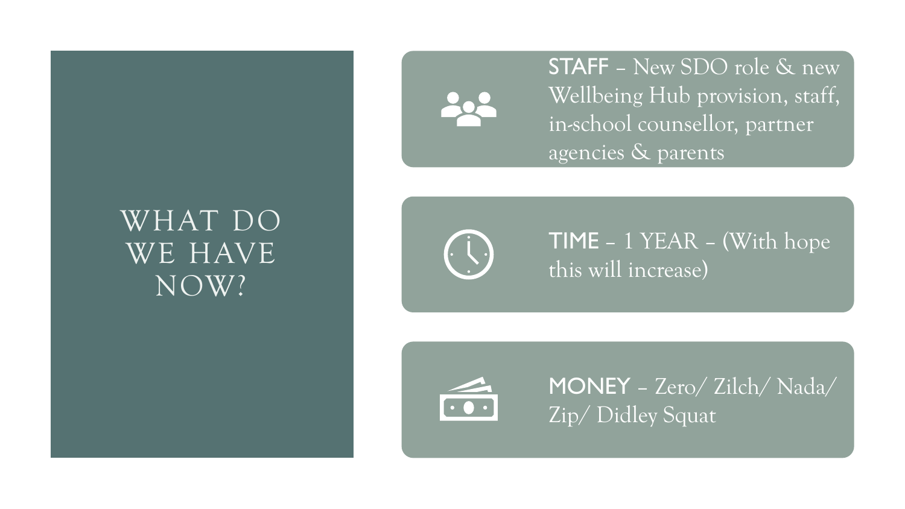# WHAT DO WE HAVE NOW?

**STAFF** – New SDO role & new Wellbeing Hub provision, staff, in-school counsellor, partner agencies & parents

**TIME** – 1 YEAR – (With hope this will increase)

**MONEY** – Zero/ Zilch/ Nada/ Zip/ Didley Squat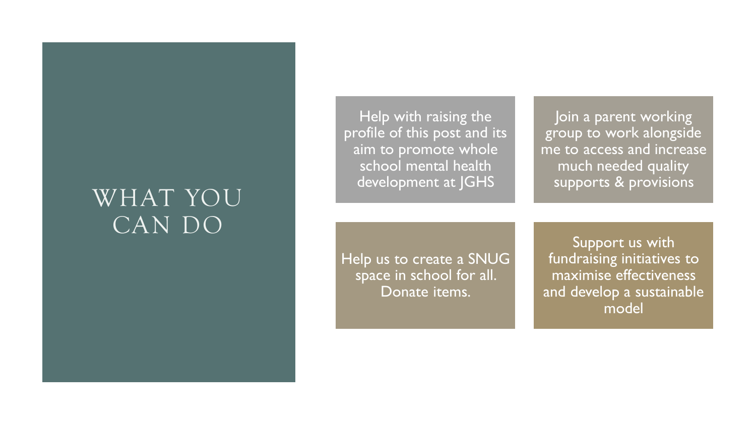# WHAT YOU CAN DO

- Help with raising the profile of this post and its aim to promote whole school mental health development at JGHS
- Join a parent working group to work alongside me to access and increase much needed quality supports & provisions
- Help us to create a SNUG space in school for all. Donate items.
- Support us with fundraising initiatives to maximise effectiveness and develop a sustainable model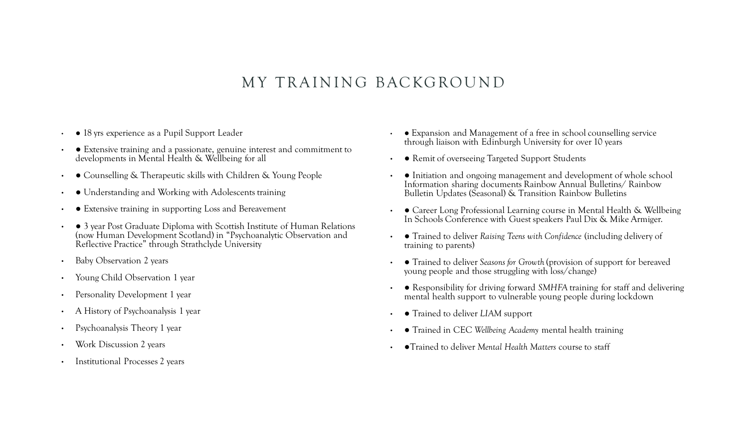# MY TRAINING BACKGROUND

- ● 18 yrs experience as a Pupil Support Leader
- ● Extensive training and a passionate, genuine interest and commitment to developments in Mental Health & Wellbeing for all
- ● Counselling & Therapeutic skills with Children & Young People
- ● Understanding and Working with Adolescents training
- ● Extensive training in supporting Loss and Bereavement
- ● 3 year Post Graduate Diploma with Scottish Institute of Human Relations (now Human Development Scotland) in "Psychoanalytic Observation and Reflective Practice" through Strathclyde University
- Baby Observation 2 years
- Young Child Observation 1 year
- Personality Development 1 year
- A History of Psychoanalysis 1 year
- Psychoanalysis Theory 1 year
- Work Discussion 2 years
- Institutional Processes 2 years
- ● Expansion and Management of a free in school counselling service through liaison with Edinburgh University for over 10 years
- ● Remit of overseeing Targeted Support Students
- ● Initiation and ongoing management and development of whole school Information sharing documents Rainbow Annual Bulletins/ Rainbow Bulletin Updates (Seasonal) & Transition Rainbow Bulletins
- ● Career Long Professional Learning course in Mental Health & Wellbeing In Schools Conference with Guest speakers Paul Dix & Mike Armiger.
- ● Trained to deliver *Raising Teens with Confidence* (including delivery of training to parents)
- ● Trained to deliver *Seasons for Growth* (provision of support for bereaved young people and those struggling with loss/change)
- ● Responsibility for driving forward *SMHFA* training for staff and delivering mental health support to vulnerable young people during lockdown
- ● Trained to deliver *LIAM* support
- ● Trained in CEC *Wellbeing Academy* mental health training
- ●Trained to deliver *Mental Health Matters* course to staff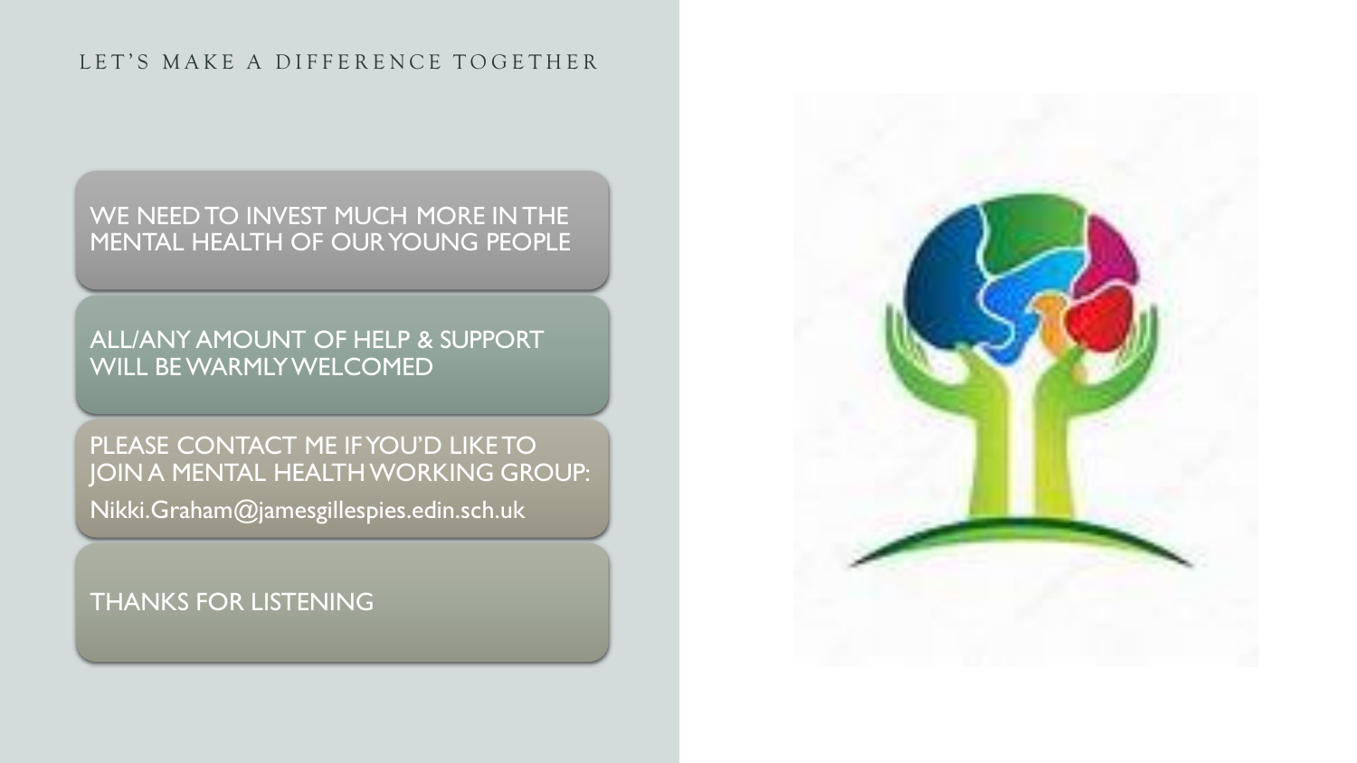LET'S MAKE A DIFFERENCE TOGETHER

WE NEED TO INVEST MUCH MORE IN THE MENTAL HEALTH OF OUR YOUNG PEOPLE

ALL/ANY AMOUNT OF HELP & SUPPORT WILL BE WARMLY WELCOMED

PLEASE CONTACT ME IF YOU'D LIKE TO JOIN A MENTAL HEALTH WORKING GROUP:

Nikki.Graham@jamesgillespies.edin.sch.uk

THANKS FOR LISTENING